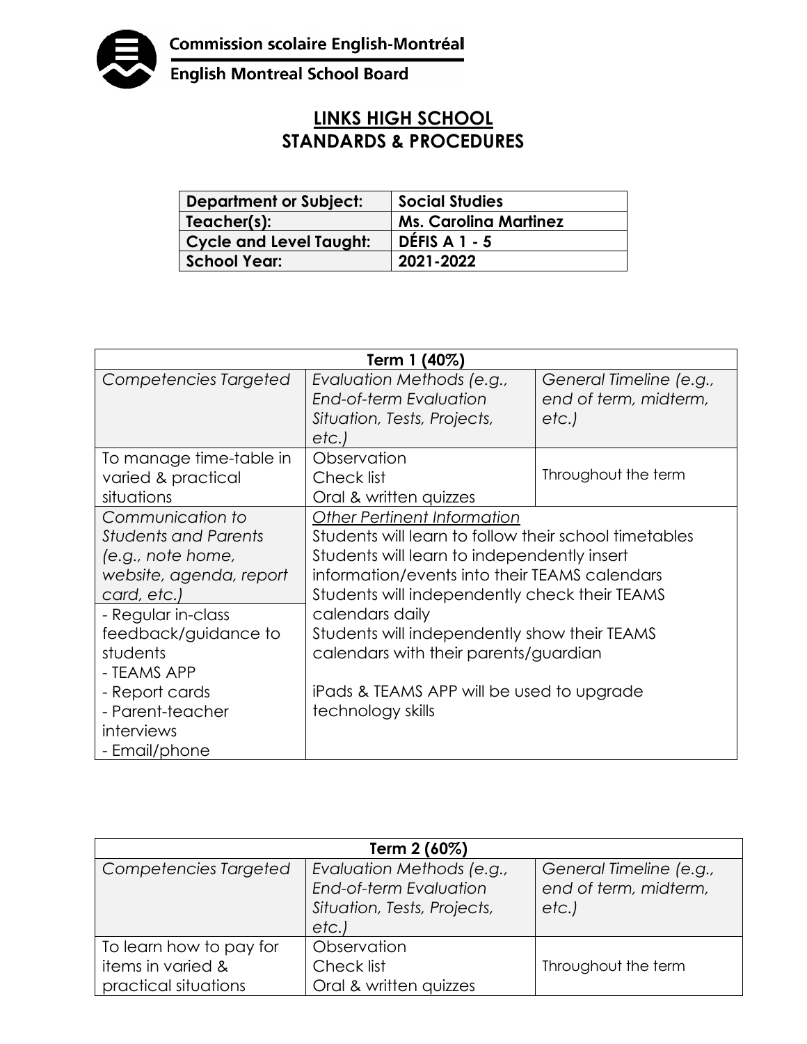Commission scolaire English-Montréal

English Montreal School Board

# LINKS HIGH SCHOOL
# STANDARDS & PROCEDURES

| **Department or Subject:** | **Social Studies** |
|---|---|
| **Teacher(s):** | **Ms. Carolina Martinez** |
| **Cycle and Level Taught:** | **DÉFIS A 1 - 5** |
| **School Year:** | **2021-2022** |

| **Term 1 (40%)** | | |
|---|---|---|
| *Competencies Targeted* | *Evaluation Methods (e.g., End-of-term Evaluation Situation, Tests, Projects, etc.)* | *General Timeline (e.g., end of term, midterm, etc.)* |
| To manage time-table in varied & practical situations | Observation<br>Check list<br>Oral & written quizzes | Throughout the term |
| *Communication to Students and Parents (e.g., note home, website, agenda, report card, etc.)*<br>- Regular in-class feedback/guidance to students<br>- TEAMS APP<br>- Report cards<br>- Parent-teacher interviews<br>- Email/phone | *Other Pertinent Information*<br>Students will learn to follow their school timetables<br>Students will learn to independently insert information/events into their TEAMS calendars<br>Students will independently check their TEAMS calendars daily<br>Students will independently show their TEAMS calendars with their parents/guardian<br><br>iPads & TEAMS APP will be used to upgrade technology skills | |

| **Term 2 (60%)** | | |
|---|---|---|
| *Competencies Targeted* | *Evaluation Methods (e.g., End-of-term Evaluation Situation, Tests, Projects, etc.)* | *General Timeline (e.g., end of term, midterm, etc.)* |
| To learn how to pay for items in varied & practical situations | Observation<br>Check list<br>Oral & written quizzes | Throughout the term |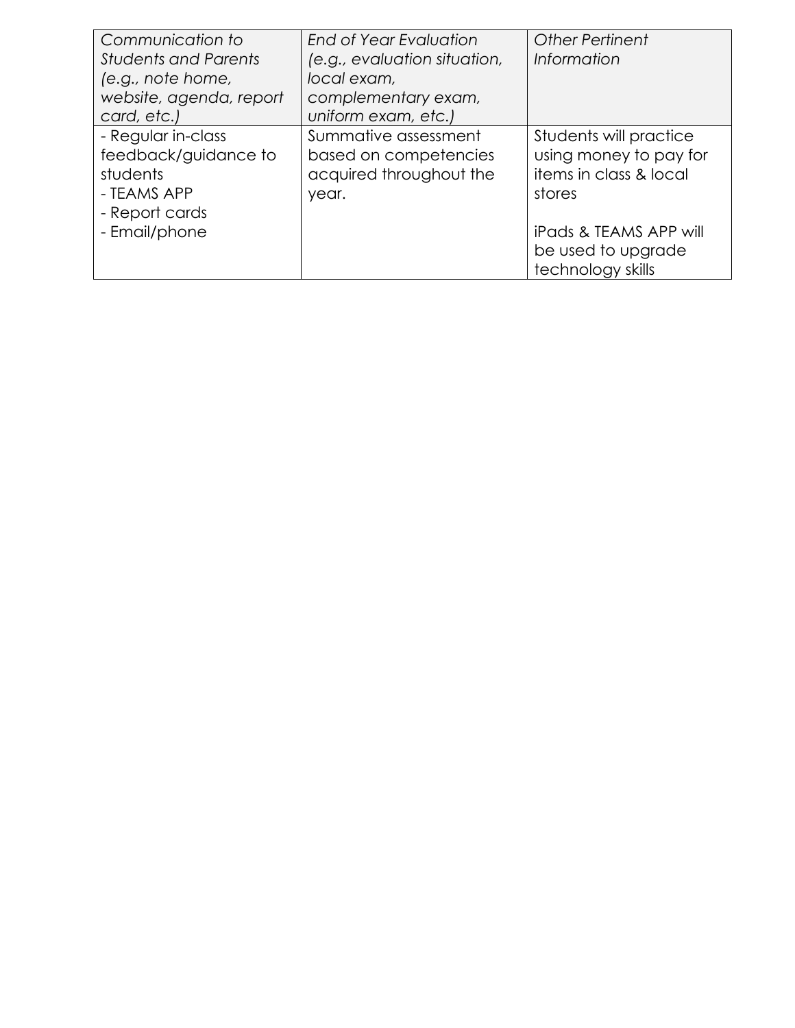| *Communication to Students and Parents (e.g., note home, website, agenda, report card, etc.)* | *End of Year Evaluation (e.g., evaluation situation, local exam, complementary exam, uniform exam, etc.)* | *Other Pertinent Information* |
|---|---|---|
| - Regular in-class feedback/guidance to students<br>- TEAMS APP<br>- Report cards<br>- Email/phone | Summative assessment based on competencies acquired throughout the year. | Students will practice using money to pay for items in class & local stores<br><br>iPads & TEAMS APP will be used to upgrade technology skills |